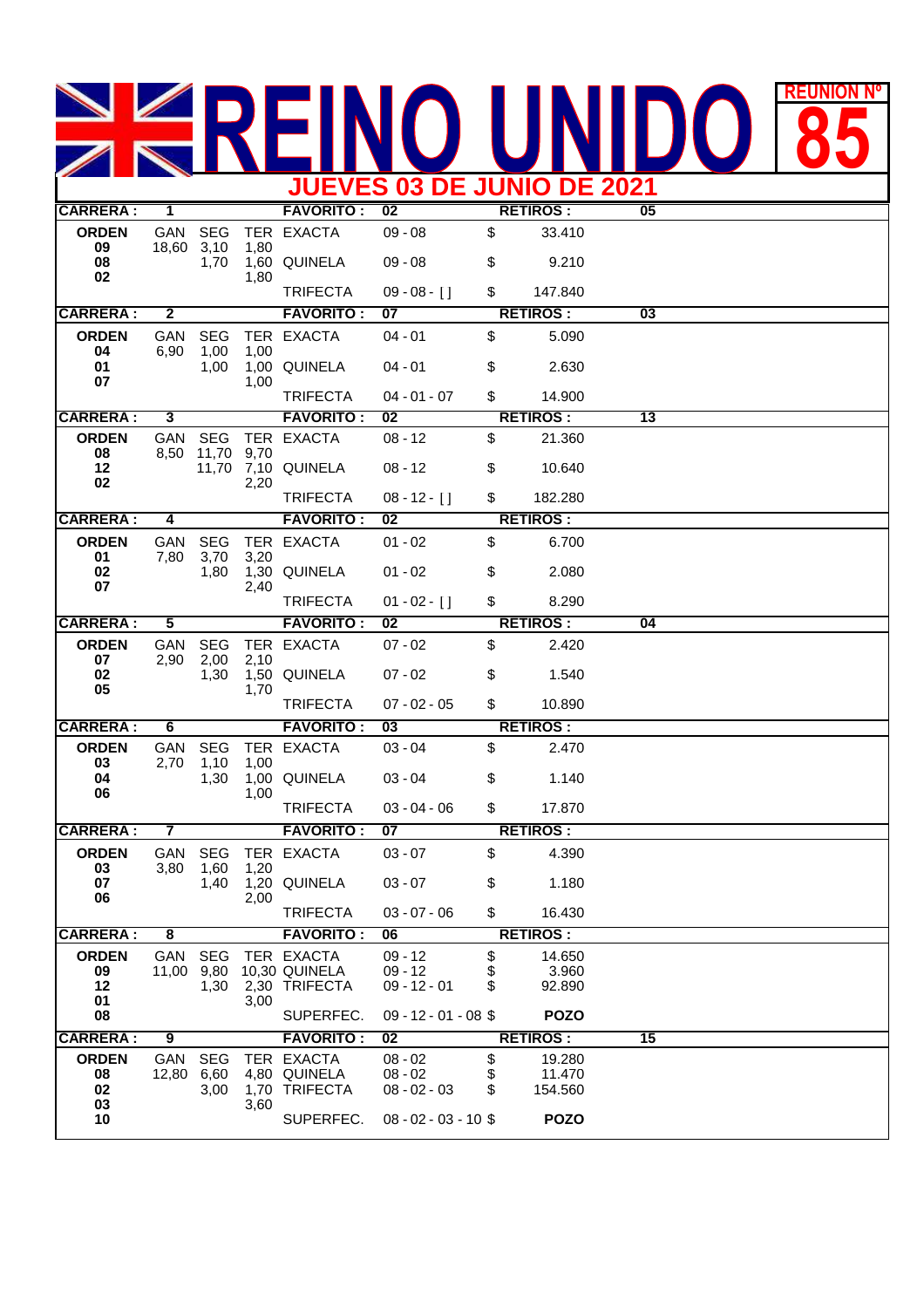# REINO UNIDO

**REUNION Nº 85**

## JUEVES 03 DE JUNIO DE 2021

| CARRERA : | 1 | | | FAVORITO : | 02 | | RETIROS : | 05 |
|---|---|---|---|---|---|---|---|---|
| **ORDEN** | GAN | SEG | TER | EXACTA | 09 - 08 | $ | 33.410 | |
| **09** | 18,60 | 3,10 | 1,80 | | | | | |
| **08** | | 1,70 | 1,60 | QUINELA | 09 - 08 | $ | 9.210 | |
| **02** | | | 1,80 | | | | | |
| | | | | TRIFECTA | 09 - 08 - [ ] | $ | 147.840 | |
| **CARRERA :** | **2** | | | **FAVORITO :** | **07** | | **RETIROS :** | **03** |
| **ORDEN** | GAN | SEG | TER | EXACTA | 04 - 01 | $ | 5.090 | |
| **04** | 6,90 | 1,00 | 1,00 | | | | | |
| **01** | | 1,00 | 1,00 | QUINELA | 04 - 01 | $ | 2.630 | |
| **07** | | | 1,00 | | | | | |
| | | | | TRIFECTA | 04 - 01 - 07 | $ | 14.900 | |
| **CARRERA :** | **3** | | | **FAVORITO :** | **02** | | **RETIROS :** | **13** |
| **ORDEN** | GAN | SEG | TER | EXACTA | 08 - 12 | $ | 21.360 | |
| **08** | 8,50 | 11,70 | 9,70 | | | | | |
| **12** | | 11,70 | 7,10 | QUINELA | 08 - 12 | $ | 10.640 | |
| **02** | | | 2,20 | | | | | |
| | | | | TRIFECTA | 08 - 12 - [ ] | $ | 182.280 | |
| **CARRERA :** | **4** | | | **FAVORITO :** | **02** | | **RETIROS :** | |
| **ORDEN** | GAN | SEG | TER | EXACTA | 01 - 02 | $ | 6.700 | |
| **01** | 7,80 | 3,70 | 3,20 | | | | | |
| **02** | | 1,80 | 1,30 | QUINELA | 01 - 02 | $ | 2.080 | |
| **07** | | | 2,40 | | | | | |
| | | | | TRIFECTA | 01 - 02 - [ ] | $ | 8.290 | |
| **CARRERA :** | **5** | | | **FAVORITO :** | **02** | | **RETIROS :** | **04** |
| **ORDEN** | GAN | SEG | TER | EXACTA | 07 - 02 | $ | 2.420 | |
| **07** | 2,90 | 2,00 | 2,10 | | | | | |
| **02** | | 1,30 | 1,50 | QUINELA | 07 - 02 | $ | 1.540 | |
| **05** | | | 1,70 | | | | | |
| | | | | TRIFECTA | 07 - 02 - 05 | $ | 10.890 | |
| **CARRERA :** | **6** | | | **FAVORITO :** | **03** | | **RETIROS :** | |
| **ORDEN** | GAN | SEG | TER | EXACTA | 03 - 04 | $ | 2.470 | |
| **03** | 2,70 | 1,10 | 1,00 | | | | | |
| **04** | | 1,30 | 1,00 | QUINELA | 03 - 04 | $ | 1.140 | |
| **06** | | | 1,00 | | | | | |
| | | | | TRIFECTA | 03 - 04 - 06 | $ | 17.870 | |
| **CARRERA :** | **7** | | | **FAVORITO :** | **07** | | **RETIROS :** | |
| **ORDEN** | GAN | SEG | TER | EXACTA | 03 - 07 | $ | 4.390 | |
| **03** | 3,80 | 1,60 | 1,20 | | | | | |
| **07** | | 1,40 | 1,20 | QUINELA | 03 - 07 | $ | 1.180 | |
| **06** | | | 2,00 | | | | | |
| | | | | TRIFECTA | 03 - 07 - 06 | $ | 16.430 | |
| **CARRERA :** | **8** | | | **FAVORITO :** | **06** | | **RETIROS :** | |
| **ORDEN** | GAN | SEG | TER | EXACTA | 09 - 12 | $ | 14.650 | |
| **09** | 11,00 | 9,80 | 10,30 | QUINELA | 09 - 12 | $ | 3.960 | |
| **12** | | 1,30 | 2,30 | TRIFECTA | 09 - 12 - 01 | $ | 92.890 | |
| **01** | | | 3,00 | | | | | |
| **08** | | | | SUPERFEC. | 09 - 12 - 01 - 08 | $ | **POZO** | |
| **CARRERA :** | **9** | | | **FAVORITO :** | **02** | | **RETIROS :** | **15** |
| **ORDEN** | GAN | SEG | TER | EXACTA | 08 - 02 | $ | 19.280 | |
| **08** | 12,80 | 6,60 | 4,80 | QUINELA | 08 - 02 | $ | 11.470 | |
| **02** | | 3,00 | 1,70 | TRIFECTA | 08 - 02 - 03 | $ | 154.560 | |
| **03** | | | 3,60 | | | | | |
| **10** | | | | SUPERFEC. | 08 - 02 - 03 - 10 | $ | **POZO** | |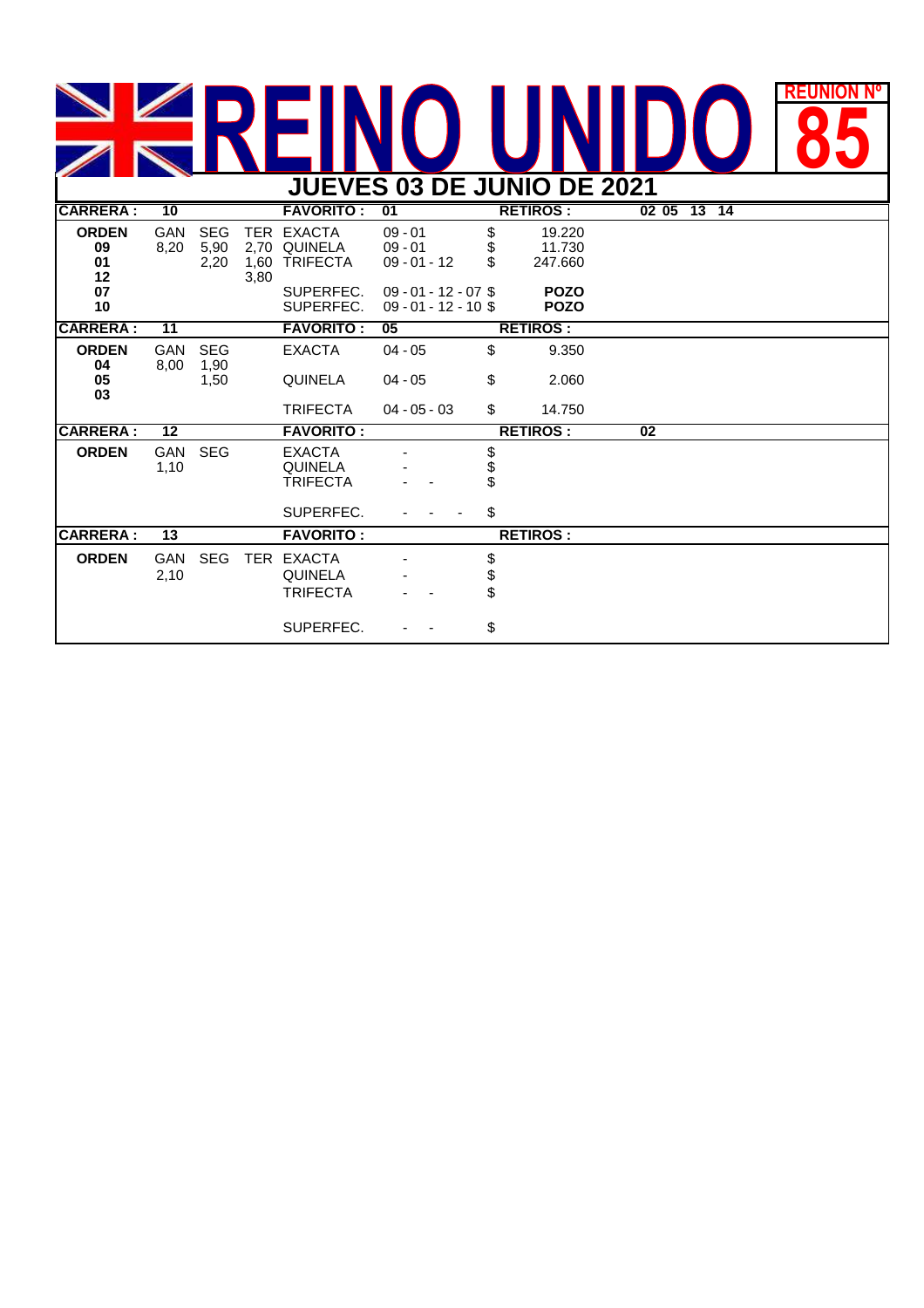# REINO UNIDO

**REUNION Nº 85**

## JUEVES 03 DE JUNIO DE 2021

| CARRERA : | 10 | | | FAVORITO : | 01 | | RETIROS : | 02 05 13 14 |
|---|---|---|---|---|---|---|---|---|
| **ORDEN** | GAN | SEG | TER | EXACTA | 09 - 01 | $ | 19.220 | |
| **09** | 8,20 | 5,90 | 2,70 | QUINELA | 09 - 01 | $ | 11.730 | |
| **01** | | 2,20 | 1,60 | TRIFECTA | 09 - 01 - 12 | $ | 247.660 | |
| **12** | | | 3,80 | | | | | |
| **07** | | | | SUPERFEC. | 09 - 01 - 12 - 07 | $ | **POZO** | |
| **10** | | | | SUPERFEC. | 09 - 01 - 12 - 10 | $ | **POZO** | |
| **CARRERA :** | **11** | | | **FAVORITO :** | **05** | | **RETIROS :** | |
| **ORDEN** | GAN | SEG | | EXACTA | 04 - 05 | $ | 9.350 | |
| **04** | 8,00 | 1,90 | | | | | | |
| **05** | | 1,50 | | QUINELA | 04 - 05 | $ | 2.060 | |
| **03** | | | | | | | | |
| | | | | TRIFECTA | 04 - 05 - 03 | $ | 14.750 | |
| **CARRERA :** | **12** | | | **FAVORITO :** | | | **RETIROS :** | **02** |
| **ORDEN** | GAN | SEG | | EXACTA | - | $ | | |
| | 1,10 | | | QUINELA | - | $ | | |
| | | | | TRIFECTA | - - | $ | | |
| | | | | SUPERFEC. | - - - | $ | | |
| **CARRERA :** | **13** | | | **FAVORITO :** | | | **RETIROS :** | |
| **ORDEN** | GAN | SEG | TER | EXACTA | - | $ | | |
| | 2,10 | | | QUINELA | - | $ | | |
| | | | | TRIFECTA | - - | $ | | |
| | | | | SUPERFEC. | - - | $ | | |